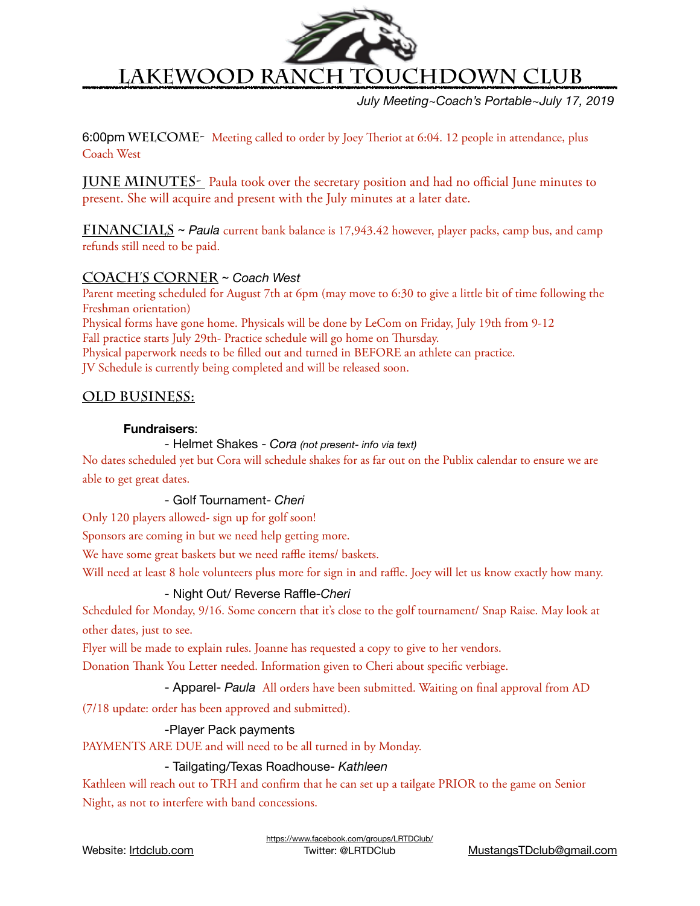# Lakewood Ranch Touchdown Club

*July Meeting~Coach's Portable~July 17, 2019*

6:00pm **Welcome-** Meeting called to order by Joey Theriot at 6:04. 12 people in attendance, plus Coach West

**June Minutes-** Paula took over the secretary position and had no official June minutes to present. She will acquire and present with the July minutes at a later date.

**Financials** ~ *Paula* current bank balance is 17,943.42 however, player packs, camp bus, and camp refunds still need to be paid.

## Coach's Corner ~ *Coach West*

Parent meeting scheduled for August 7th at 6pm (may move to 6:30 to give a little bit of time following the Freshman orientation)

Physical forms have gone home. Physicals will be done by LeCom on Friday, July 19th from 9-12

Fall practice starts July 29th- Practice schedule will go home on Thursday.

Physical paperwork needs to be filled out and turned in BEFORE an athlete can practice.

JV Schedule is currently being completed and will be released soon.

## Old Business:

**Fundraisers**:

- Helmet Shakes - *Cora* *(not present- info via text)*

No dates scheduled yet but Cora will schedule shakes for as far out on the Publix calendar to ensure we are able to get great dates.

- Golf Tournament- *Cheri*

Only 120 players allowed- sign up for golf soon!

Sponsors are coming in but we need help getting more.

We have some great baskets but we need raffle items/ baskets.

Will need at least 8 hole volunteers plus more for sign in and raffle. Joey will let us know exactly how many.

- Night Out/ Reverse Raffle-*Cheri*

Scheduled for Monday, 9/16. Some concern that it's close to the golf tournament/ Snap Raise. May look at other dates, just to see.

Flyer will be made to explain rules. Joanne has requested a copy to give to her vendors.

Donation Thank You Letter needed. Information given to Cheri about specific verbiage.

- Apparel- *Paula* All orders have been submitted. Waiting on final approval from AD (7/18 update: order has been approved and submitted).

-Player Pack payments

PAYMENTS ARE DUE and will need to be all turned in by Monday.

- Tailgating/Texas Roadhouse- *Kathleen*

Kathleen will reach out to TRH and confirm that he can set up a tailgate PRIOR to the game on Senior Night, as not to interfere with band concessions.

Website: lrtdclub.com | https://www.facebook.com/groups/LRTDClub/ Twitter: @LRTDClub | MustangsTDclub@gmail.com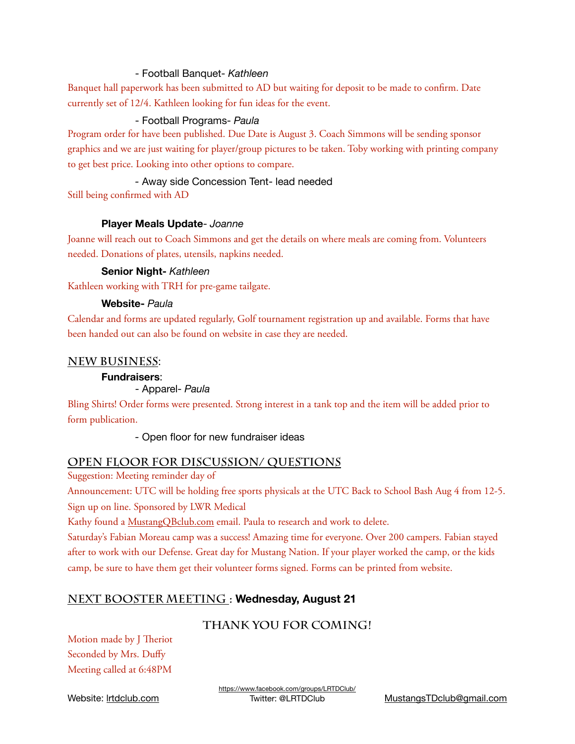- Football Banquet- *Kathleen*

Banquet hall paperwork has been submitted to AD but waiting for deposit to be made to confirm. Date currently set of 12/4. Kathleen looking for fun ideas for the event.

- Football Programs- *Paula*

Program order for have been published. Due Date is August 3. Coach Simmons will be sending sponsor graphics and we are just waiting for player/group pictures to be taken. Toby working with printing company to get best price. Looking into other options to compare.

- Away side Concession Tent- lead needed

Still being confirmed with AD

**Player Meals Update**- *Joanne*

Joanne will reach out to Coach Simmons and get the details on where meals are coming from. Volunteers needed. Donations of plates, utensils, napkins needed.

**Senior Night-** *Kathleen*

Kathleen working with TRH for pre-game tailgate.

**Website-** *Paula*

Calendar and forms are updated regularly, Golf tournament registration up and available. Forms that have been handed out can also be found on website in case they are needed.

## NEW BUSINESS:

**Fundraisers**:

- Apparel- *Paula*

Bling Shirts! Order forms were presented. Strong interest in a tank top and the item will be added prior to form publication.

- Open floor for new fundraiser ideas

## OPEN FLOOR FOR DISCUSSION/ QUESTIONS

Suggestion: Meeting reminder day of

Announcement: UTC will be holding free sports physicals at the UTC Back to School Bash Aug 4 from 12-5. Sign up on line. Sponsored by LWR Medical

Kathy found a MustangQBclub.com email. Paula to research and work to delete.

Saturday's Fabian Moreau camp was a success! Amazing time for everyone. Over 200 campers. Fabian stayed after to work with our Defense. Great day for Mustang Nation. If your player worked the camp, or the kids camp, be sure to have them get their volunteer forms signed. Forms can be printed from website.

## NEXT BOOSTER MEETING : **Wednesday, August 21**

## THANK YOU FOR COMING!

Motion made by J Theriot
Seconded by Mrs. Duffy
Meeting called at 6:48PM

https://www.facebook.com/groups/LRTDClub/

Website: lrtdclub.com    Twitter: @LRTDClub    MustangsTDclub@gmail.com